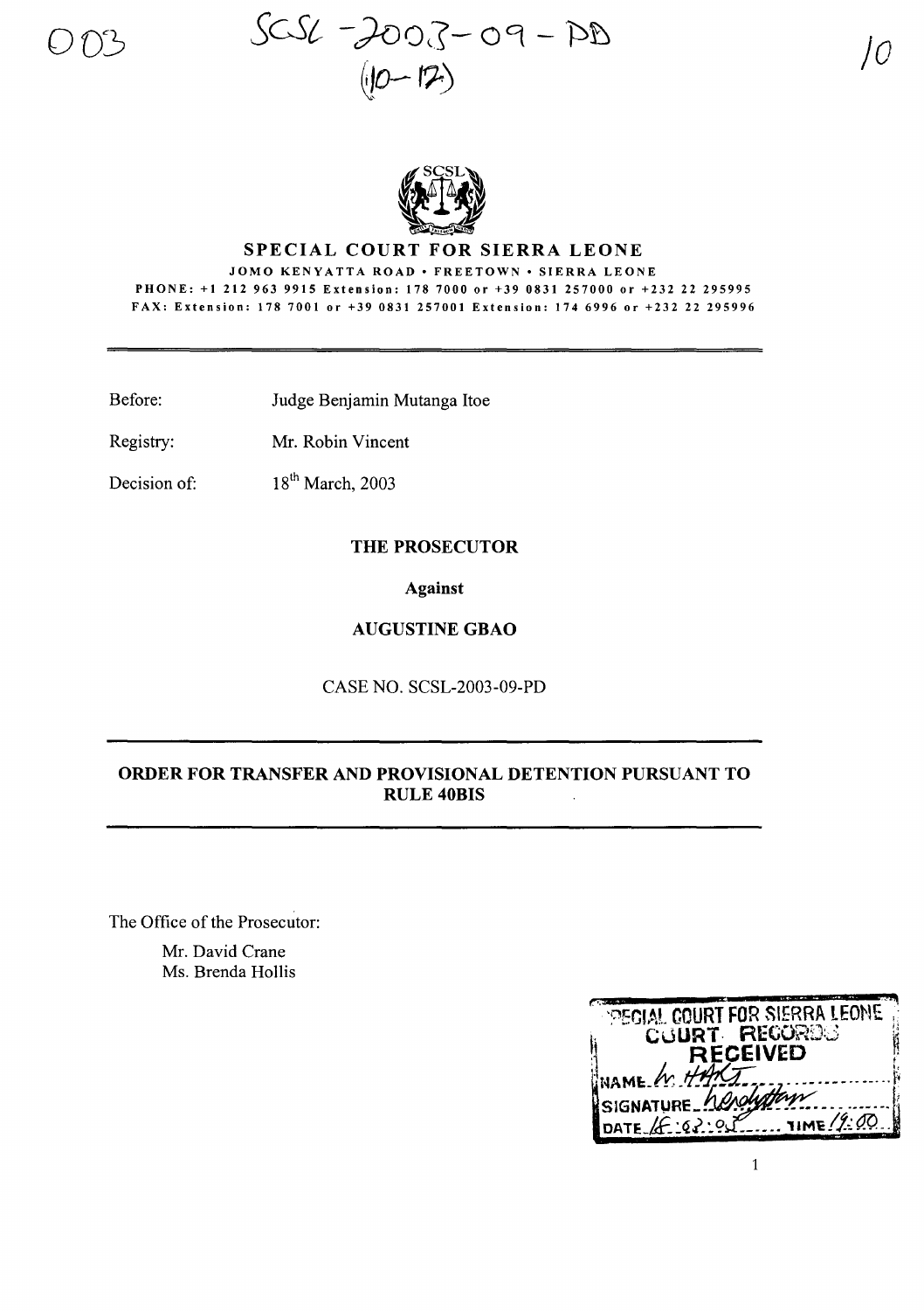003

SCSL-2003-09-PD
(10-12)

10

# SPECIAL COURT FOR SIERRA LEONE

JOMO KENYATTA ROAD • FREETOWN • SIERRA LEONE

PHONE: +1 212 963 9915 Extension: 178 7000 or +39 0831 257000 or +232 22 295995

FAX: Extension: 178 7001 or +39 0831 257001 Extension: 174 6996 or +232 22 295996

---

Before: Judge Benjamin Mutanga Itoe

Registry: Mr. Robin Vincent

Decision of: 18th March, 2003

**THE PROSECUTOR**

**Against**

**AUGUSTINE GBAO**

CASE NO. SCSL-2003-09-PD

---

**ORDER FOR TRANSFER AND PROVISIONAL DETENTION PURSUANT TO RULE 40BIS**

---

The Office of the Prosecutor:

Mr. David Crane
Ms. Brenda Hollis

SPECIAL COURT FOR SIERRA LEONE
COURT RECORDS
RECEIVED
NAME: N. HART
SIGNATURE: ________
DATE: 18:03:03 TIME: 19:00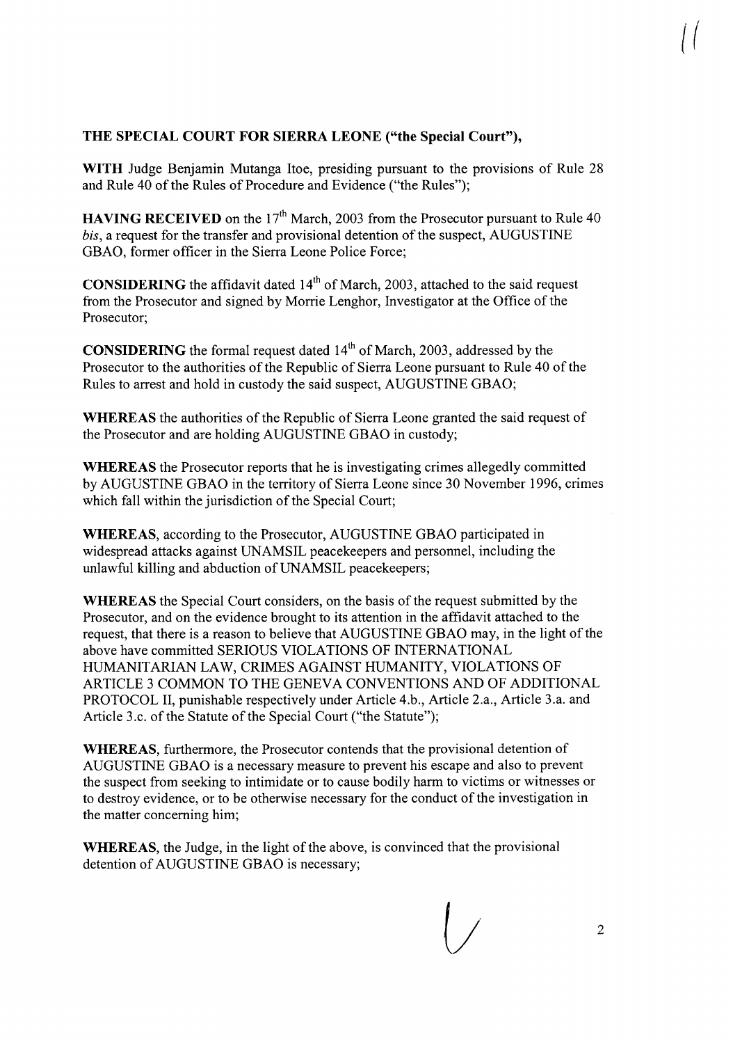**THE SPECIAL COURT FOR SIERRA LEONE ("the Special Court"),**

**WITH** Judge Benjamin Mutanga Itoe, presiding pursuant to the provisions of Rule 28 and Rule 40 of the Rules of Procedure and Evidence ("the Rules");

**HAVING RECEIVED** on the 17th March, 2003 from the Prosecutor pursuant to Rule 40 *bis*, a request for the transfer and provisional detention of the suspect, AUGUSTINE GBAO, former officer in the Sierra Leone Police Force;

**CONSIDERING** the affidavit dated 14th of March, 2003, attached to the said request from the Prosecutor and signed by Morrie Lenghor, Investigator at the Office of the Prosecutor;

**CONSIDERING** the formal request dated 14th of March, 2003, addressed by the Prosecutor to the authorities of the Republic of Sierra Leone pursuant to Rule 40 of the Rules to arrest and hold in custody the said suspect, AUGUSTINE GBAO;

**WHEREAS** the authorities of the Republic of Sierra Leone granted the said request of the Prosecutor and are holding AUGUSTINE GBAO in custody;

**WHEREAS** the Prosecutor reports that he is investigating crimes allegedly committed by AUGUSTINE GBAO in the territory of Sierra Leone since 30 November 1996, crimes which fall within the jurisdiction of the Special Court;

**WHEREAS**, according to the Prosecutor, AUGUSTINE GBAO participated in widespread attacks against UNAMSIL peacekeepers and personnel, including the unlawful killing and abduction of UNAMSIL peacekeepers;

**WHEREAS** the Special Court considers, on the basis of the request submitted by the Prosecutor, and on the evidence brought to its attention in the affidavit attached to the request, that there is a reason to believe that AUGUSTINE GBAO may, in the light of the above have committed SERIOUS VIOLATIONS OF INTERNATIONAL HUMANITARIAN LAW, CRIMES AGAINST HUMANITY, VIOLATIONS OF ARTICLE 3 COMMON TO THE GENEVA CONVENTIONS AND OF ADDITIONAL PROTOCOL II, punishable respectively under Article 4.b., Article 2.a., Article 3.a. and Article 3.c. of the Statute of the Special Court ("the Statute");

**WHEREAS**, furthermore, the Prosecutor contends that the provisional detention of AUGUSTINE GBAO is a necessary measure to prevent his escape and also to prevent the suspect from seeking to intimidate or to cause bodily harm to victims or witnesses or to destroy evidence, or to be otherwise necessary for the conduct of the investigation in the matter concerning him;

**WHEREAS**, the Judge, in the light of the above, is convinced that the provisional detention of AUGUSTINE GBAO is necessary;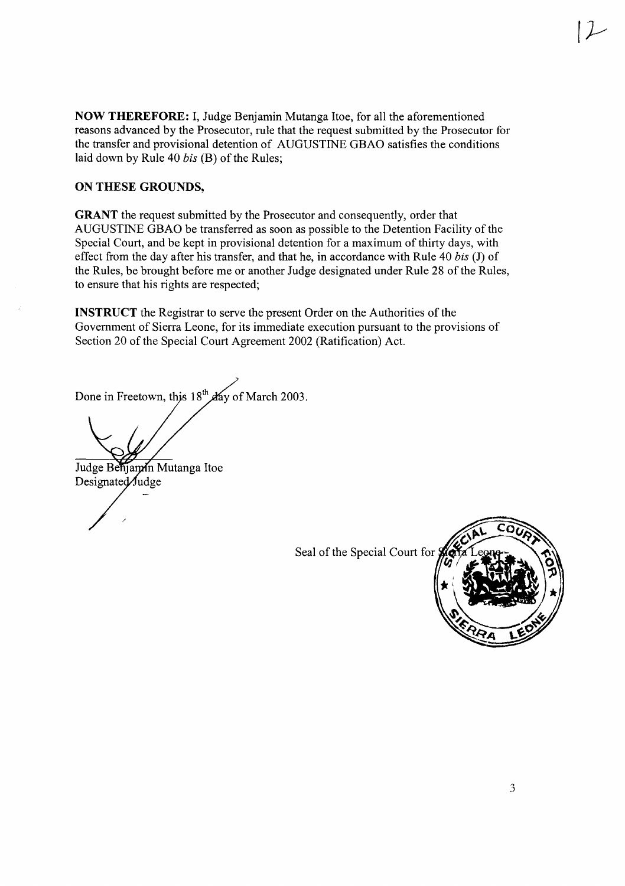**NOW THEREFORE:** I, Judge Benjamin Mutanga Itoe, for all the aforementioned reasons advanced by the Prosecutor, rule that the request submitted by the Prosecutor for the transfer and provisional detention of AUGUSTINE GBAO satisfies the conditions laid down by Rule 40 *bis* (B) of the Rules;

**ON THESE GROUNDS,**

**GRANT** the request submitted by the Prosecutor and consequently, order that AUGUSTINE GBAO be transferred as soon as possible to the Detention Facility of the Special Court, and be kept in provisional detention for a maximum of thirty days, with effect from the day after his transfer, and that he, in accordance with Rule 40 *bis* (J) of the Rules, be brought before me or another Judge designated under Rule 28 of the Rules, to ensure that his rights are respected;

**INSTRUCT** the Registrar to serve the present Order on the Authorities of the Government of Sierra Leone, for its immediate execution pursuant to the provisions of Section 20 of the Special Court Agreement 2002 (Ratification) Act.

Done in Freetown, this 18th day of March 2003.

Judge Benjamin Mutanga Itoe
Designated Judge

Seal of the Special Court for Sierra Leone